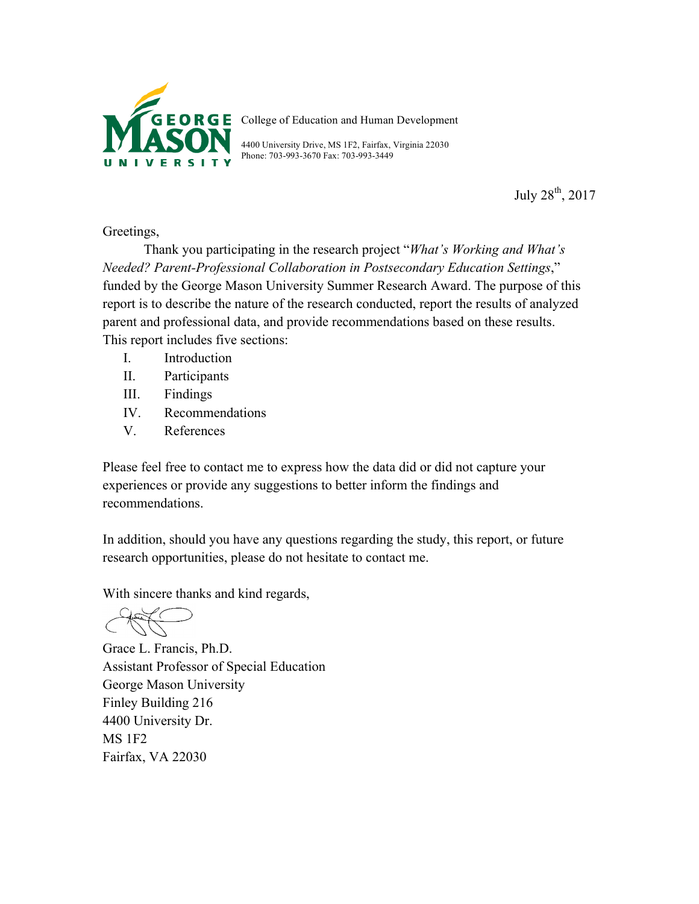GEORGE MASON UNIVERSITY

College of Education and Human Development

4400 University Drive, MS 1F2, Fairfax, Virginia 22030
Phone: 703-993-3670 Fax: 703-993-3449

July 28th, 2017

Greetings,

Thank you participating in the research project "*What's Working and What's Needed? Parent-Professional Collaboration in Postsecondary Education Settings*," funded by the George Mason University Summer Research Award. The purpose of this report is to describe the nature of the research conducted, report the results of analyzed parent and professional data, and provide recommendations based on these results. This report includes five sections:

I. Introduction
II. Participants
III. Findings
IV. Recommendations
V. References

Please feel free to contact me to express how the data did or did not capture your experiences or provide any suggestions to better inform the findings and recommendations.

In addition, should you have any questions regarding the study, this report, or future research opportunities, please do not hesitate to contact me.

With sincere thanks and kind regards,

Grace L. Francis, Ph.D.
Assistant Professor of Special Education
George Mason University
Finley Building 216
4400 University Dr.
MS 1F2
Fairfax, VA 22030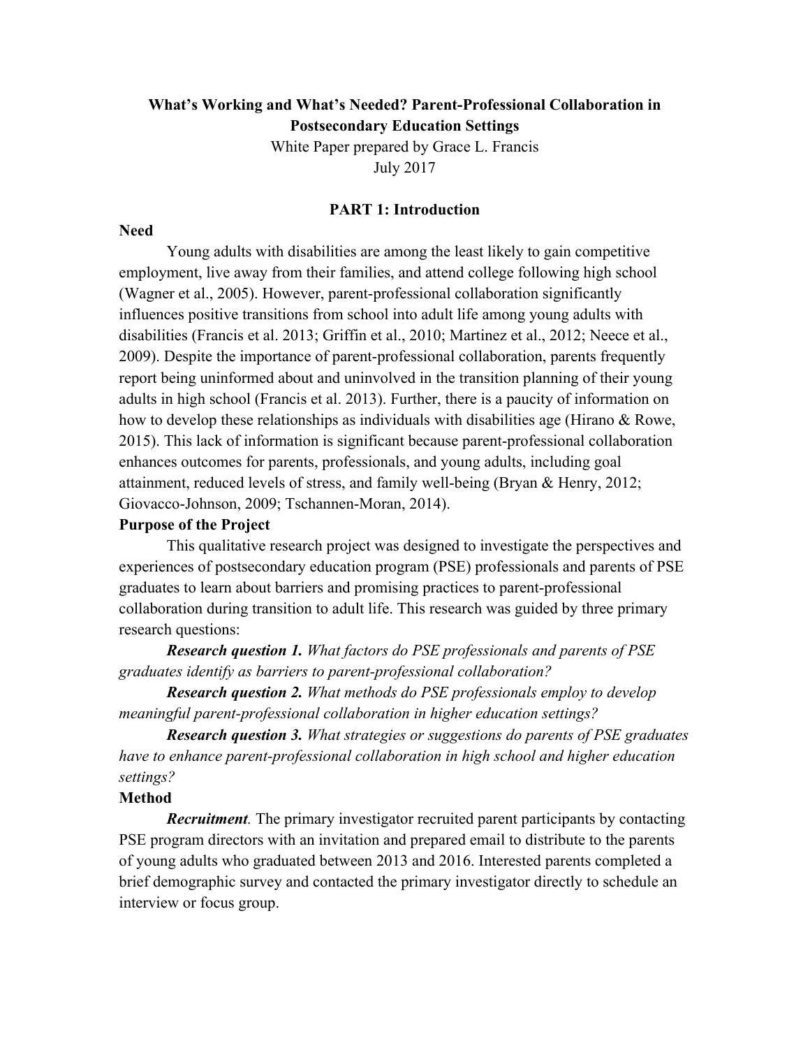**What's Working and What's Needed? Parent-Professional Collaboration in Postsecondary Education Settings**

White Paper prepared by Grace L. Francis

July 2017

## PART 1: Introduction

### Need

Young adults with disabilities are among the least likely to gain competitive employment, live away from their families, and attend college following high school (Wagner et al., 2005). However, parent-professional collaboration significantly influences positive transitions from school into adult life among young adults with disabilities (Francis et al. 2013; Griffin et al., 2010; Martinez et al., 2012; Neece et al., 2009). Despite the importance of parent-professional collaboration, parents frequently report being uninformed about and uninvolved in the transition planning of their young adults in high school (Francis et al. 2013). Further, there is a paucity of information on how to develop these relationships as individuals with disabilities age (Hirano & Rowe, 2015). This lack of information is significant because parent-professional collaboration enhances outcomes for parents, professionals, and young adults, including goal attainment, reduced levels of stress, and family well-being (Bryan & Henry, 2012; Giovacco-Johnson, 2009; Tschannen-Moran, 2014).

### Purpose of the Project

This qualitative research project was designed to investigate the perspectives and experiences of postsecondary education program (PSE) professionals and parents of PSE graduates to learn about barriers and promising practices to parent-professional collaboration during transition to adult life. This research was guided by three primary research questions:

***Research question 1.*** *What factors do PSE professionals and parents of PSE graduates identify as barriers to parent-professional collaboration?*

***Research question 2.*** *What methods do PSE professionals employ to develop meaningful parent-professional collaboration in higher education settings?*

***Research question 3.*** *What strategies or suggestions do parents of PSE graduates have to enhance parent-professional collaboration in high school and higher education settings?*

### Method

***Recruitment****.* The primary investigator recruited parent participants by contacting PSE program directors with an invitation and prepared email to distribute to the parents of young adults who graduated between 2013 and 2016. Interested parents completed a brief demographic survey and contacted the primary investigator directly to schedule an interview or focus group.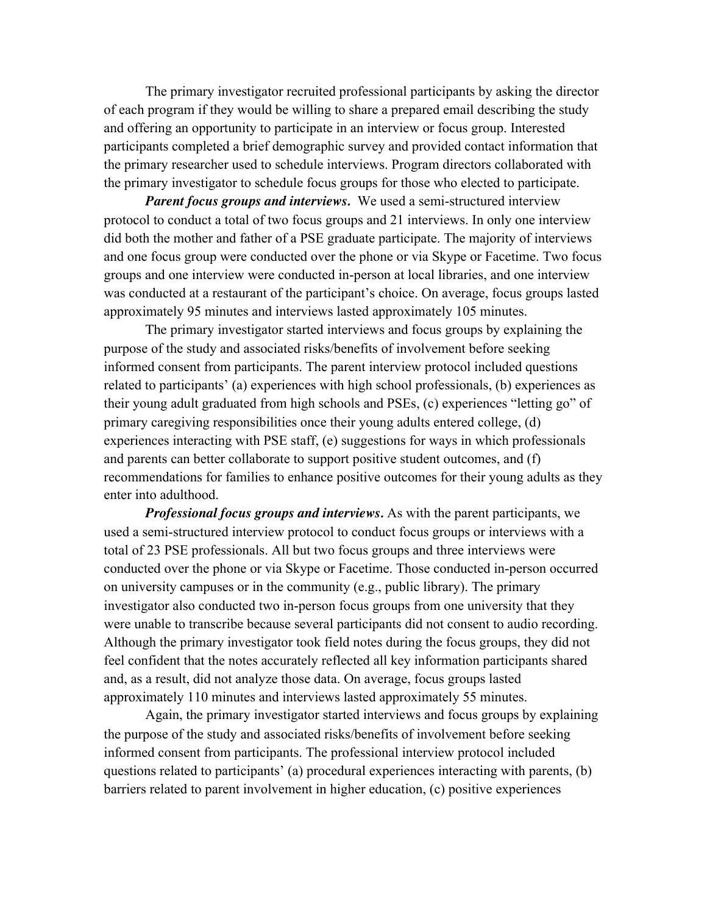The primary investigator recruited professional participants by asking the director of each program if they would be willing to share a prepared email describing the study and offering an opportunity to participate in an interview or focus group. Interested participants completed a brief demographic survey and provided contact information that the primary researcher used to schedule interviews. Program directors collaborated with the primary investigator to schedule focus groups for those who elected to participate.

***Parent focus groups and interviews.*** We used a semi-structured interview protocol to conduct a total of two focus groups and 21 interviews. In only one interview did both the mother and father of a PSE graduate participate. The majority of interviews and one focus group were conducted over the phone or via Skype or Facetime. Two focus groups and one interview were conducted in-person at local libraries, and one interview was conducted at a restaurant of the participant's choice. On average, focus groups lasted approximately 95 minutes and interviews lasted approximately 105 minutes.

The primary investigator started interviews and focus groups by explaining the purpose of the study and associated risks/benefits of involvement before seeking informed consent from participants. The parent interview protocol included questions related to participants' (a) experiences with high school professionals, (b) experiences as their young adult graduated from high schools and PSEs, (c) experiences "letting go" of primary caregiving responsibilities once their young adults entered college, (d) experiences interacting with PSE staff, (e) suggestions for ways in which professionals and parents can better collaborate to support positive student outcomes, and (f) recommendations for families to enhance positive outcomes for their young adults as they enter into adulthood.

***Professional focus groups and interviews.*** As with the parent participants, we used a semi-structured interview protocol to conduct focus groups or interviews with a total of 23 PSE professionals. All but two focus groups and three interviews were conducted over the phone or via Skype or Facetime. Those conducted in-person occurred on university campuses or in the community (e.g., public library). The primary investigator also conducted two in-person focus groups from one university that they were unable to transcribe because several participants did not consent to audio recording. Although the primary investigator took field notes during the focus groups, they did not feel confident that the notes accurately reflected all key information participants shared and, as a result, did not analyze those data. On average, focus groups lasted approximately 110 minutes and interviews lasted approximately 55 minutes.

Again, the primary investigator started interviews and focus groups by explaining the purpose of the study and associated risks/benefits of involvement before seeking informed consent from participants. The professional interview protocol included questions related to participants' (a) procedural experiences interacting with parents, (b) barriers related to parent involvement in higher education, (c) positive experiences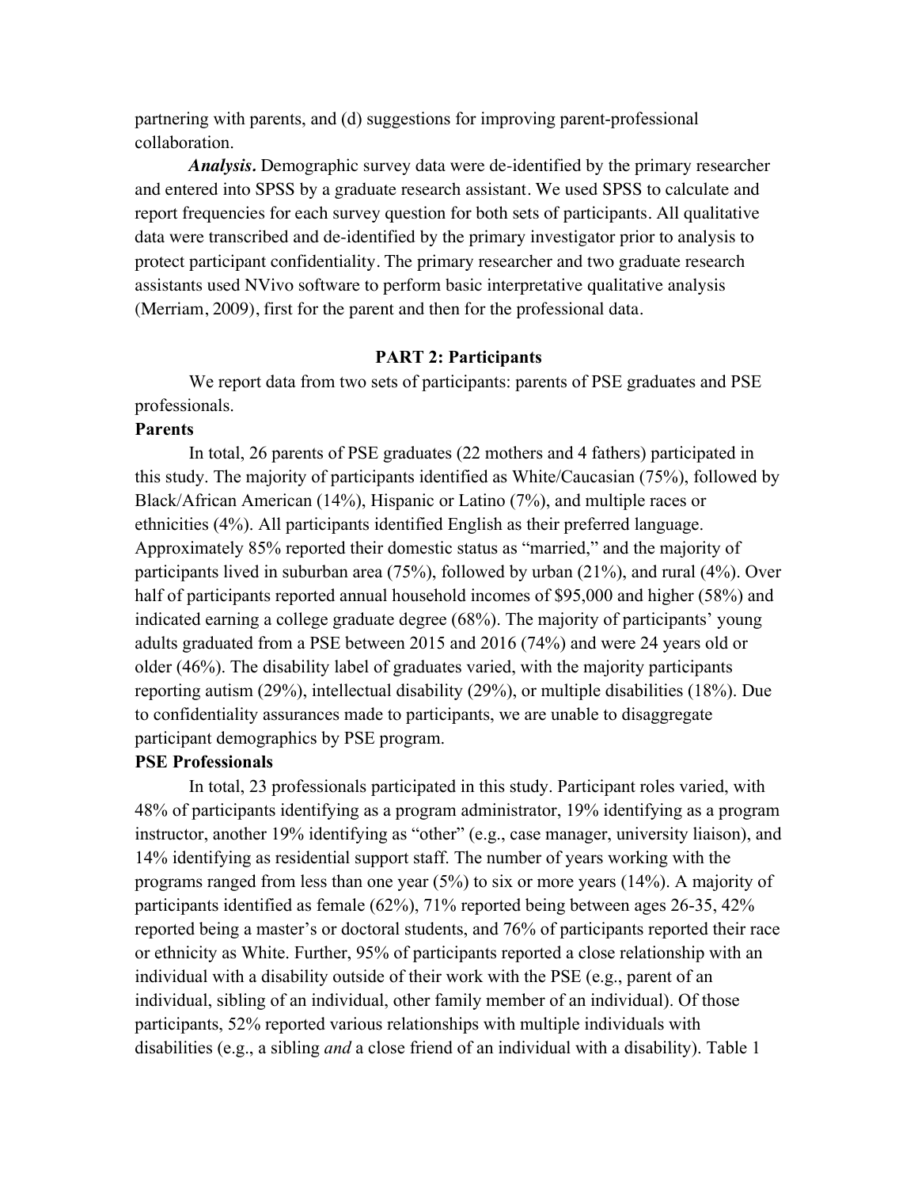partnering with parents, and (d) suggestions for improving parent-professional collaboration.

***Analysis.*** Demographic survey data were de-identified by the primary researcher and entered into SPSS by a graduate research assistant. We used SPSS to calculate and report frequencies for each survey question for both sets of participants. All qualitative data were transcribed and de-identified by the primary investigator prior to analysis to protect participant confidentiality. The primary researcher and two graduate research assistants used NVivo software to perform basic interpretative qualitative analysis (Merriam, 2009), first for the parent and then for the professional data.

## PART 2: Participants

We report data from two sets of participants: parents of PSE graduates and PSE professionals.

### Parents

In total, 26 parents of PSE graduates (22 mothers and 4 fathers) participated in this study. The majority of participants identified as White/Caucasian (75%), followed by Black/African American (14%), Hispanic or Latino (7%), and multiple races or ethnicities (4%). All participants identified English as their preferred language. Approximately 85% reported their domestic status as "married," and the majority of participants lived in suburban area (75%), followed by urban (21%), and rural (4%). Over half of participants reported annual household incomes of $95,000 and higher (58%) and indicated earning a college graduate degree (68%). The majority of participants' young adults graduated from a PSE between 2015 and 2016 (74%) and were 24 years old or older (46%). The disability label of graduates varied, with the majority participants reporting autism (29%), intellectual disability (29%), or multiple disabilities (18%). Due to confidentiality assurances made to participants, we are unable to disaggregate participant demographics by PSE program.

### PSE Professionals

In total, 23 professionals participated in this study. Participant roles varied, with 48% of participants identifying as a program administrator, 19% identifying as a program instructor, another 19% identifying as "other" (e.g., case manager, university liaison), and 14% identifying as residential support staff. The number of years working with the programs ranged from less than one year (5%) to six or more years (14%). A majority of participants identified as female (62%), 71% reported being between ages 26-35, 42% reported being a master's or doctoral students, and 76% of participants reported their race or ethnicity as White. Further, 95% of participants reported a close relationship with an individual with a disability outside of their work with the PSE (e.g., parent of an individual, sibling of an individual, other family member of an individual). Of those participants, 52% reported various relationships with multiple individuals with disabilities (e.g., a sibling *and* a close friend of an individual with a disability). Table 1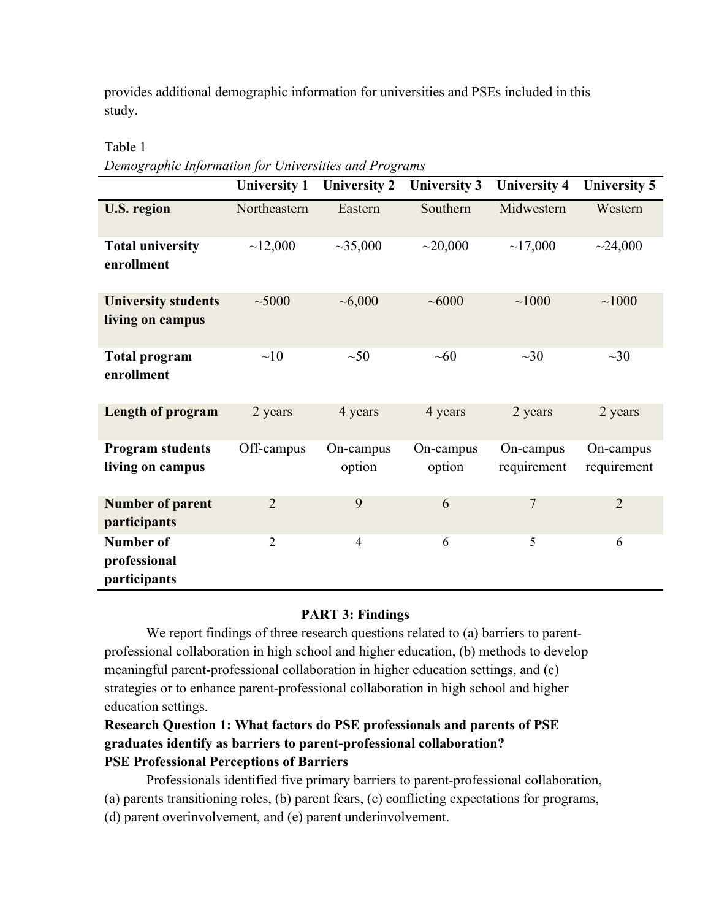provides additional demographic information for universities and PSEs included in this study.

Table 1
*Demographic Information for Universities and Programs*

| | University 1 | University 2 | University 3 | University 4 | University 5 |
|---|---|---|---|---|---|
| **U.S. region** | Northeastern | Eastern | Southern | Midwestern | Western |
| **Total university enrollment** | ~12,000 | ~35,000 | ~20,000 | ~17,000 | ~24,000 |
| **University students living on campus** | ~5000 | ~6,000 | ~6000 | ~1000 | ~1000 |
| **Total program enrollment** | ~10 | ~50 | ~60 | ~30 | ~30 |
| **Length of program** | 2 years | 4 years | 4 years | 2 years | 2 years |
| **Program students living on campus** | Off-campus | On-campus option | On-campus option | On-campus requirement | On-campus requirement |
| **Number of parent participants** | 2 | 9 | 6 | 7 | 2 |
| **Number of professional participants** | 2 | 4 | 6 | 5 | 6 |

## PART 3: Findings

We report findings of three research questions related to (a) barriers to parent-professional collaboration in high school and higher education, (b) methods to develop meaningful parent-professional collaboration in higher education settings, and (c) strategies or to enhance parent-professional collaboration in high school and higher education settings.

### Research Question 1: What factors do PSE professionals and parents of PSE graduates identify as barriers to parent-professional collaboration?

#### PSE Professional Perceptions of Barriers

Professionals identified five primary barriers to parent-professional collaboration, (a) parents transitioning roles, (b) parent fears, (c) conflicting expectations for programs, (d) parent overinvolvement, and (e) parent underinvolvement.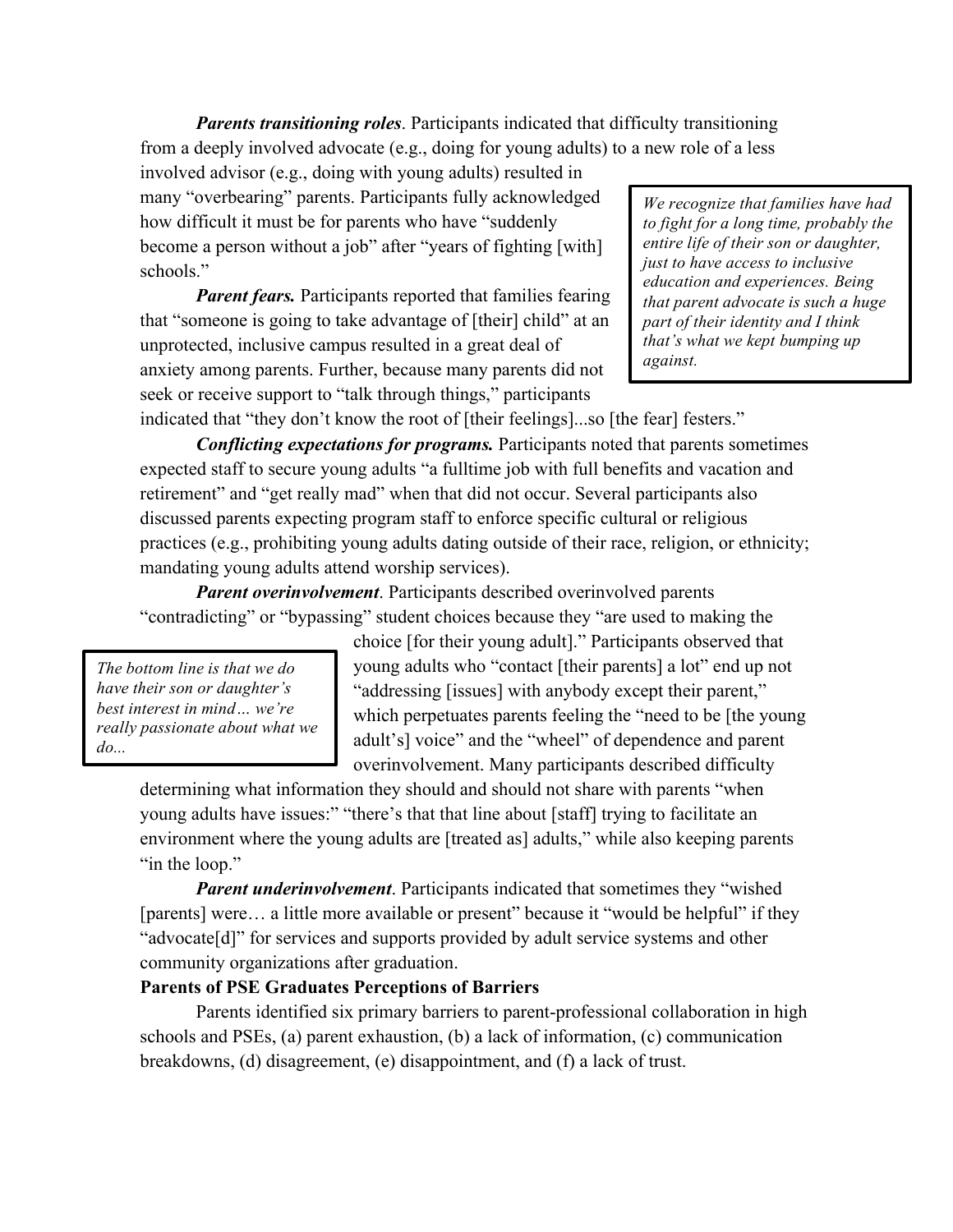***Parents transitioning roles***. Participants indicated that difficulty transitioning from a deeply involved advocate (e.g., doing for young adults) to a new role of a less involved advisor (e.g., doing with young adults) resulted in many "overbearing" parents. Participants fully acknowledged how difficult it must be for parents who have "suddenly become a person without a job" after "years of fighting [with] schools."

> *We recognize that families have had to fight for a long time, probably the entire life of their son or daughter, just to have access to inclusive education and experiences. Being that parent advocate is such a huge part of their identity and I think that's what we kept bumping up against.*

***Parent fears.*** Participants reported that families fearing that "someone is going to take advantage of [their] child" at an unprotected, inclusive campus resulted in a great deal of anxiety among parents. Further, because many parents did not seek or receive support to "talk through things," participants indicated that "they don't know the root of [their feelings]...so [the fear] festers."

***Conflicting expectations for programs.*** Participants noted that parents sometimes expected staff to secure young adults "a fulltime job with full benefits and vacation and retirement" and "get really mad" when that did not occur. Several participants also discussed parents expecting program staff to enforce specific cultural or religious practices (e.g., prohibiting young adults dating outside of their race, religion, or ethnicity; mandating young adults attend worship services).

***Parent overinvolvement***. Participants described overinvolved parents "contradicting" or "bypassing" student choices because they "are used to making the choice [for their young adult]." Participants observed that young adults who "contact [their parents] a lot" end up not "addressing [issues] with anybody except their parent," which perpetuates parents feeling the "need to be [the young adult's] voice" and the "wheel" of dependence and parent overinvolvement. Many participants described difficulty determining what information they should and should not share with parents "when young adults have issues:" "there's that that line about [staff] trying to facilitate an environment where the young adults are [treated as] adults," while also keeping parents "in the loop."

> *The bottom line is that we do have their son or daughter's best interest in mind… we're really passionate about what we do...*

***Parent underinvolvement***. Participants indicated that sometimes they "wished [parents] were… a little more available or present" because it "would be helpful" if they "advocate[d]" for services and supports provided by adult service systems and other community organizations after graduation.

**Parents of PSE Graduates Perceptions of Barriers**

Parents identified six primary barriers to parent-professional collaboration in high schools and PSEs, (a) parent exhaustion, (b) a lack of information, (c) communication breakdowns, (d) disagreement, (e) disappointment, and (f) a lack of trust.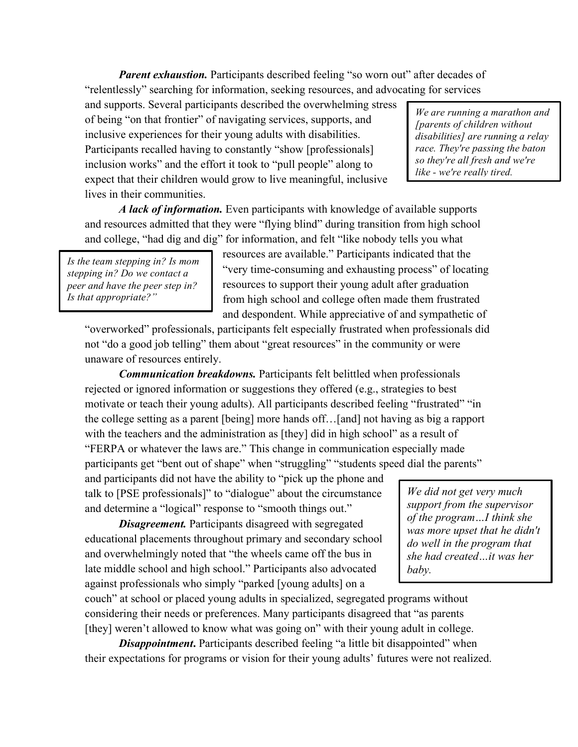***Parent exhaustion.*** Participants described feeling "so worn out" after decades of "relentlessly" searching for information, seeking resources, and advocating for services and supports. Several participants described the overwhelming stress of being "on that frontier" of navigating services, supports, and inclusive experiences for their young adults with disabilities. Participants recalled having to constantly "show [professionals] inclusion works" and the effort it took to "pull people" along to expect that their children would grow to live meaningful, inclusive lives in their communities.

> *We are running a marathon and [parents of children without disabilities] are running a relay race. They're passing the baton so they're all fresh and we're like - we're really tired.*

***A lack of information.*** Even participants with knowledge of available supports and resources admitted that they were "flying blind" during transition from high school and college, "had dig and dig" for information, and felt "like nobody tells you what resources are available." Participants indicated that the "very time-consuming and exhausting process" of locating resources to support their young adult after graduation from high school and college often made them frustrated and despondent. While appreciative of and sympathetic of "overworked" professionals, participants felt especially frustrated when professionals did not "do a good job telling" them about "great resources" in the community or were unaware of resources entirely.

> *Is the team stepping in? Is mom stepping in? Do we contact a peer and have the peer step in? Is that appropriate?"*

***Communication breakdowns.*** Participants felt belittled when professionals rejected or ignored information or suggestions they offered (e.g., strategies to best motivate or teach their young adults). All participants described feeling "frustrated" "in the college setting as a parent [being] more hands off…[and] not having as big a rapport with the teachers and the administration as [they] did in high school" as a result of "FERPA or whatever the laws are." This change in communication especially made participants get "bent out of shape" when "struggling" "students speed dial the parents" and participants did not have the ability to "pick up the phone and talk to [PSE professionals]" to "dialogue" about the circumstance and determine a "logical" response to "smooth things out."

> *We did not get very much support from the supervisor of the program…I think she was more upset that he didn't do well in the program that she had created…it was her baby.*

***Disagreement.*** Participants disagreed with segregated educational placements throughout primary and secondary school and overwhelmingly noted that "the wheels came off the bus in late middle school and high school." Participants also advocated against professionals who simply "parked [young adults] on a couch" at school or placed young adults in specialized, segregated programs without considering their needs or preferences. Many participants disagreed that "as parents [they] weren't allowed to know what was going on" with their young adult in college.

***Disappointment*.** Participants described feeling "a little bit disappointed" when their expectations for programs or vision for their young adults' futures were not realized.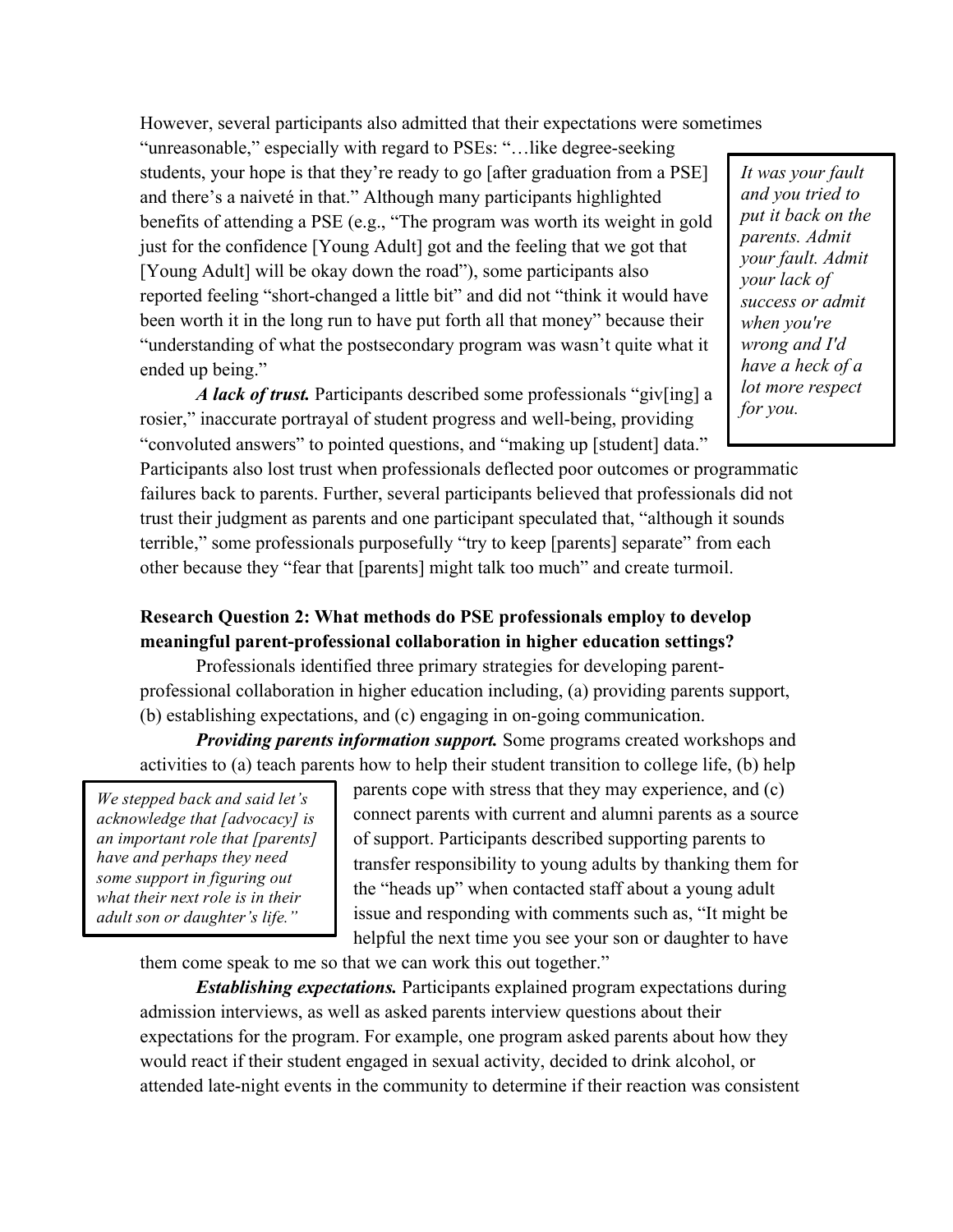However, several participants also admitted that their expectations were sometimes "unreasonable," especially with regard to PSEs: "…like degree-seeking students, your hope is that they're ready to go [after graduation from a PSE] and there's a naiveté in that." Although many participants highlighted benefits of attending a PSE (e.g., "The program was worth its weight in gold just for the confidence [Young Adult] got and the feeling that we got that [Young Adult] will be okay down the road"), some participants also reported feeling "short-changed a little bit" and did not "think it would have been worth it in the long run to have put forth all that money" because their "understanding of what the postsecondary program was wasn't quite what it ended up being."

> *It was your fault and you tried to put it back on the parents. Admit your fault. Admit your lack of success or admit when you're wrong and I'd have a heck of a lot more respect for you.*

***A lack of trust.*** Participants described some professionals "giv[ing] a rosier," inaccurate portrayal of student progress and well-being, providing "convoluted answers" to pointed questions, and "making up [student] data." Participants also lost trust when professionals deflected poor outcomes or programmatic failures back to parents. Further, several participants believed that professionals did not trust their judgment as parents and one participant speculated that, "although it sounds terrible," some professionals purposefully "try to keep [parents] separate" from each other because they "fear that [parents] might talk too much" and create turmoil.

**Research Question 2: What methods do PSE professionals employ to develop meaningful parent-professional collaboration in higher education settings?**

Professionals identified three primary strategies for developing parent-professional collaboration in higher education including, (a) providing parents support, (b) establishing expectations, and (c) engaging in on-going communication.

***Providing parents information support.*** Some programs created workshops and activities to (a) teach parents how to help their student transition to college life, (b) help parents cope with stress that they may experience, and (c) connect parents with current and alumni parents as a source of support. Participants described supporting parents to transfer responsibility to young adults by thanking them for the "heads up" when contacted staff about a young adult issue and responding with comments such as, "It might be helpful the next time you see your son or daughter to have them come speak to me so that we can work this out together."

> *We stepped back and said let's acknowledge that [advocacy] is an important role that [parents] have and perhaps they need some support in figuring out what their next role is in their adult son or daughter's life."*

***Establishing expectations.*** Participants explained program expectations during admission interviews, as well as asked parents interview questions about their expectations for the program. For example, one program asked parents about how they would react if their student engaged in sexual activity, decided to drink alcohol, or attended late-night events in the community to determine if their reaction was consistent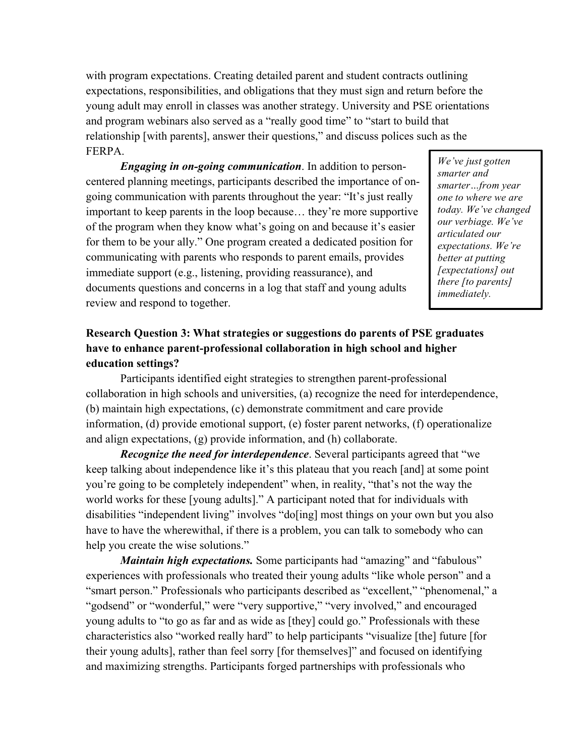with program expectations. Creating detailed parent and student contracts outlining expectations, responsibilities, and obligations that they must sign and return before the young adult may enroll in classes was another strategy. University and PSE orientations and program webinars also served as a "really good time" to "start to build that relationship [with parents], answer their questions," and discuss polices such as the FERPA.

***Engaging in on-going communication***. In addition to person-centered planning meetings, participants described the importance of on-going communication with parents throughout the year: "It's just really important to keep parents in the loop because… they're more supportive of the program when they know what's going on and because it's easier for them to be your ally." One program created a dedicated position for communicating with parents who responds to parent emails, provides immediate support (e.g., listening, providing reassurance), and documents questions and concerns in a log that staff and young adults review and respond to together.

> *We've just gotten smarter and smarter…from year one to where we are today. We've changed our verbiage. We've articulated our expectations. We're better at putting [expectations] out there [to parents] immediately.*

**Research Question 3: What strategies or suggestions do parents of PSE graduates have to enhance parent-professional collaboration in high school and higher education settings?**

Participants identified eight strategies to strengthen parent-professional collaboration in high schools and universities, (a) recognize the need for interdependence, (b) maintain high expectations, (c) demonstrate commitment and care provide information, (d) provide emotional support, (e) foster parent networks, (f) operationalize and align expectations, (g) provide information, and (h) collaborate.

***Recognize the need for interdependence***. Several participants agreed that "we keep talking about independence like it's this plateau that you reach [and] at some point you're going to be completely independent" when, in reality, "that's not the way the world works for these [young adults]." A participant noted that for individuals with disabilities "independent living" involves "do[ing] most things on your own but you also have to have the wherewithal, if there is a problem, you can talk to somebody who can help you create the wise solutions."

***Maintain high expectations.*** Some participants had "amazing" and "fabulous" experiences with professionals who treated their young adults "like whole person" and a "smart person." Professionals who participants described as "excellent," "phenomenal," a "godsend" or "wonderful," were "very supportive," "very involved," and encouraged young adults to "to go as far and as wide as [they] could go." Professionals with these characteristics also "worked really hard" to help participants "visualize [the] future [for their young adults], rather than feel sorry [for themselves]" and focused on identifying and maximizing strengths. Participants forged partnerships with professionals who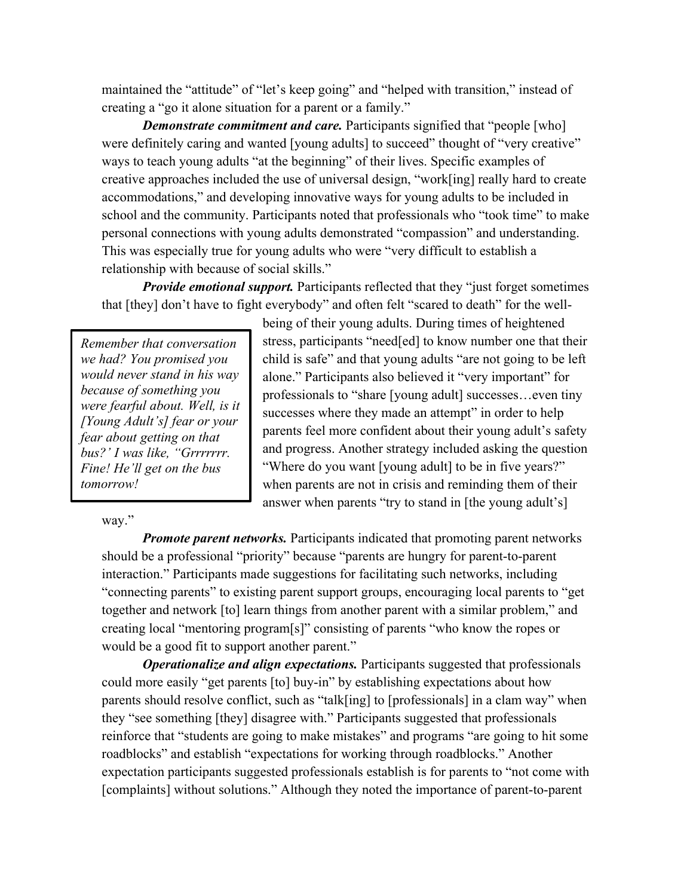maintained the "attitude" of "let's keep going" and "helped with transition," instead of creating a "go it alone situation for a parent or a family."

***Demonstrate commitment and care.*** Participants signified that "people [who] were definitely caring and wanted [young adults] to succeed" thought of "very creative" ways to teach young adults "at the beginning" of their lives. Specific examples of creative approaches included the use of universal design, "work[ing] really hard to create accommodations," and developing innovative ways for young adults to be included in school and the community. Participants noted that professionals who "took time" to make personal connections with young adults demonstrated "compassion" and understanding. This was especially true for young adults who were "very difficult to establish a relationship with because of social skills."

***Provide emotional support.*** Participants reflected that they "just forget sometimes that [they] don't have to fight everybody" and often felt "scared to death" for the well-being of their young adults. During times of heightened stress, participants "need[ed] to know number one that their child is safe" and that young adults "are not going to be left alone." Participants also believed it "very important" for professionals to "share [young adult] successes…even tiny successes where they made an attempt" in order to help parents feel more confident about their young adult's safety and progress. Another strategy included asking the question "Where do you want [young adult] to be in five years?" when parents are not in crisis and reminding them of their answer when parents "try to stand in [the young adult's] way."

> *Remember that conversation we had? You promised you would never stand in his way because of something you were fearful about. Well, is it [Young Adult's] fear or your fear about getting on that bus?' I was like, "Grrrrrrr. Fine! He'll get on the bus tomorrow!*

***Promote parent networks.*** Participants indicated that promoting parent networks should be a professional "priority" because "parents are hungry for parent-to-parent interaction." Participants made suggestions for facilitating such networks, including "connecting parents" to existing parent support groups, encouraging local parents to "get together and network [to] learn things from another parent with a similar problem," and creating local "mentoring program[s]" consisting of parents "who know the ropes or would be a good fit to support another parent."

***Operationalize and align expectations.*** Participants suggested that professionals could more easily "get parents [to] buy-in" by establishing expectations about how parents should resolve conflict, such as "talk[ing] to [professionals] in a clam way" when they "see something [they] disagree with." Participants suggested that professionals reinforce that "students are going to make mistakes" and programs "are going to hit some roadblocks" and establish "expectations for working through roadblocks." Another expectation participants suggested professionals establish is for parents to "not come with [complaints] without solutions." Although they noted the importance of parent-to-parent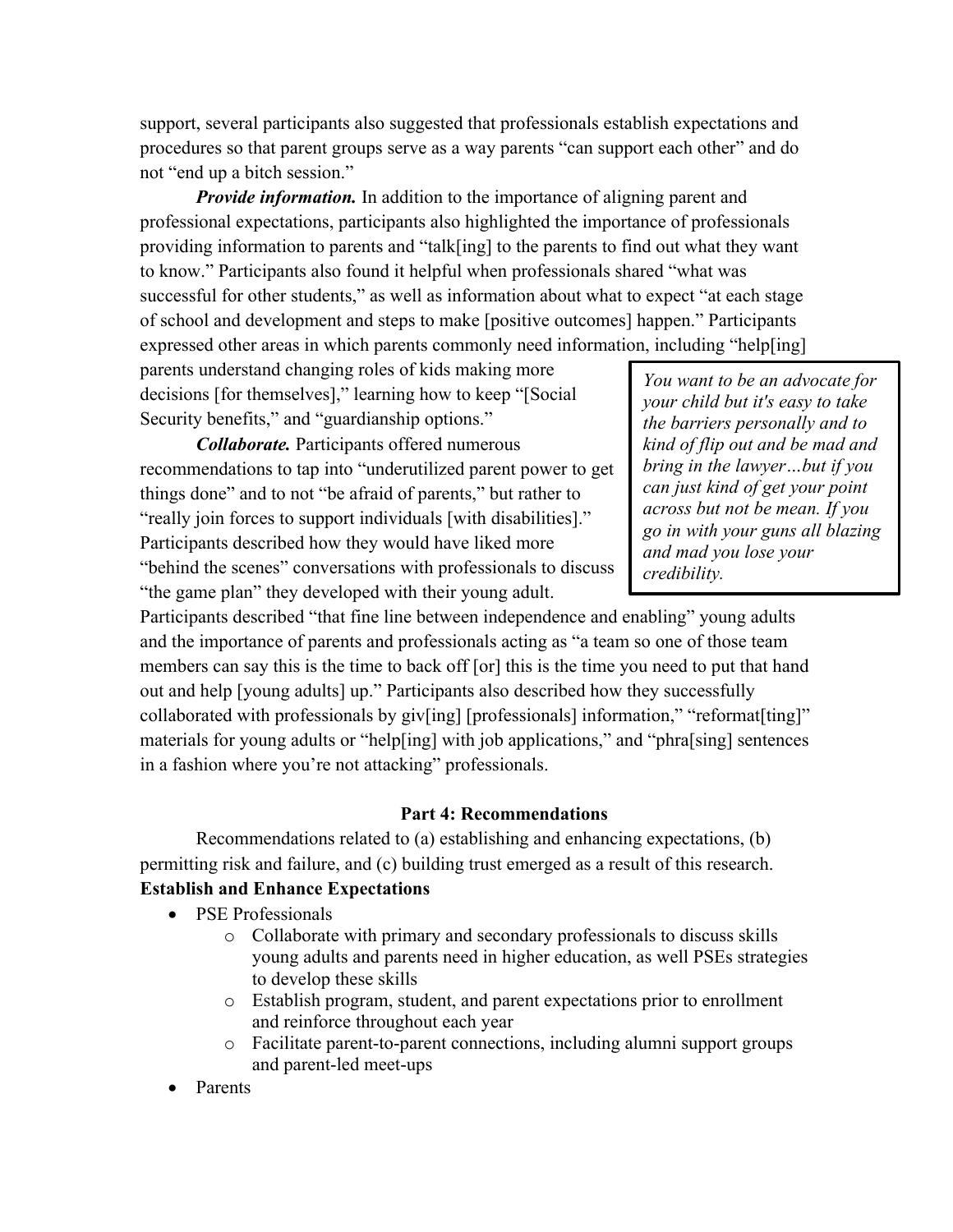support, several participants also suggested that professionals establish expectations and procedures so that parent groups serve as a way parents "can support each other" and do not "end up a bitch session."

***Provide information.*** In addition to the importance of aligning parent and professional expectations, participants also highlighted the importance of professionals providing information to parents and "talk[ing] to the parents to find out what they want to know." Participants also found it helpful when professionals shared "what was successful for other students," as well as information about what to expect "at each stage of school and development and steps to make [positive outcomes] happen." Participants expressed other areas in which parents commonly need information, including "help[ing] parents understand changing roles of kids making more decisions [for themselves]," learning how to keep "[Social Security benefits," and "guardianship options."

***Collaborate.*** Participants offered numerous recommendations to tap into "underutilized parent power to get things done" and to not "be afraid of parents," but rather to "really join forces to support individuals [with disabilities]." Participants described how they would have liked more "behind the scenes" conversations with professionals to discuss "the game plan" they developed with their young adult. Participants described "that fine line between independence and enabling" young adults and the importance of parents and professionals acting as "a team so one of those team members can say this is the time to back off [or] this is the time you need to put that hand out and help [young adults] up." Participants also described how they successfully collaborated with professionals by giv[ing] [professionals] information," "reformat[ting]" materials for young adults or "help[ing] with job applications," and "phra[sing] sentences in a fashion where you're not attacking" professionals.

> *You want to be an advocate for your child but it's easy to take the barriers personally and to kind of flip out and be mad and bring in the lawyer…but if you can just kind of get your point across but not be mean. If you go in with your guns all blazing and mad you lose your credibility.*

## Part 4: Recommendations

Recommendations related to (a) establishing and enhancing expectations, (b) permitting risk and failure, and (c) building trust emerged as a result of this research.

### Establish and Enhance Expectations

- PSE Professionals
  - Collaborate with primary and secondary professionals to discuss skills young adults and parents need in higher education, as well PSEs strategies to develop these skills
  - Establish program, student, and parent expectations prior to enrollment and reinforce throughout each year
  - Facilitate parent-to-parent connections, including alumni support groups and parent-led meet-ups
- Parents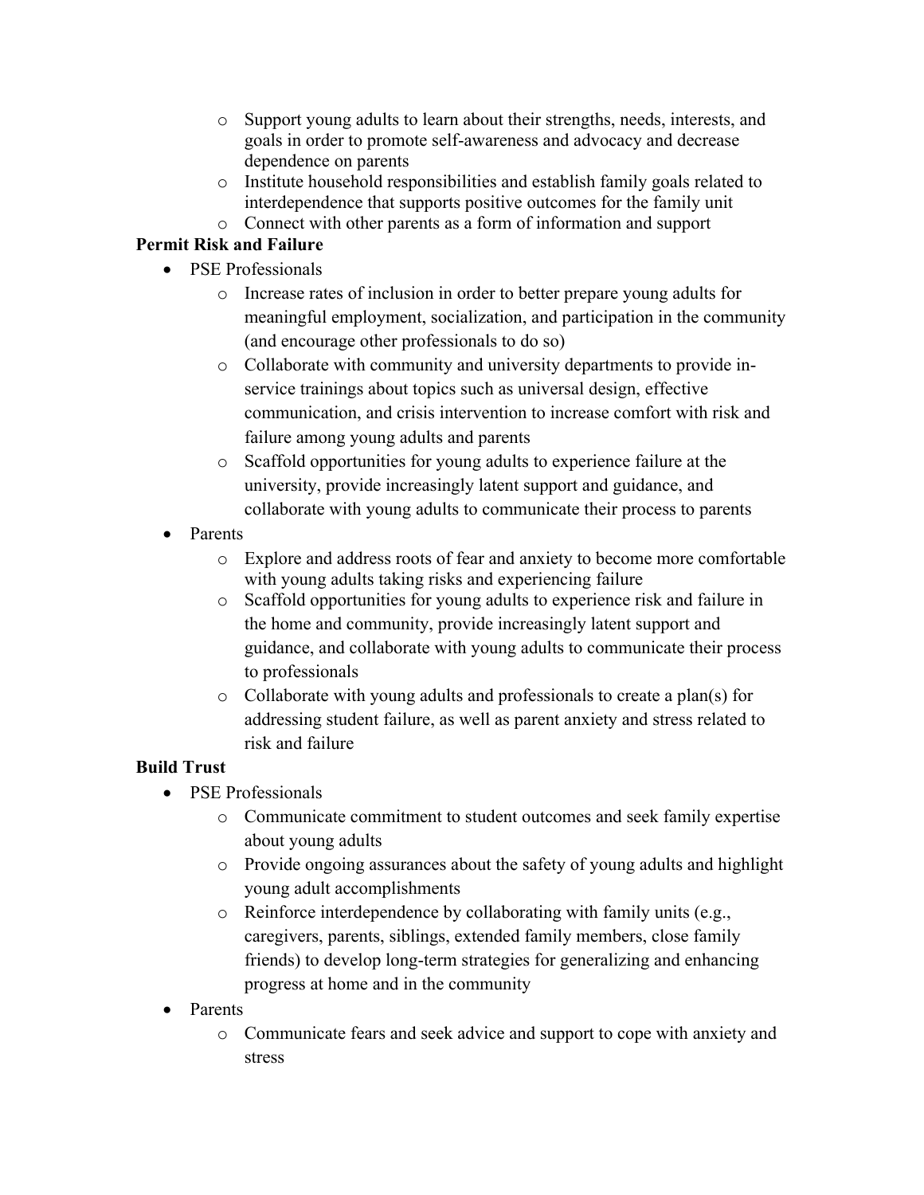- Support young adults to learn about their strengths, needs, interests, and goals in order to promote self-awareness and advocacy and decrease dependence on parents
    - Institute household responsibilities and establish family goals related to interdependence that supports positive outcomes for the family unit
    - Connect with other parents as a form of information and support

**Permit Risk and Failure**

- PSE Professionals
    - Increase rates of inclusion in order to better prepare young adults for meaningful employment, socialization, and participation in the community (and encourage other professionals to do so)
    - Collaborate with community and university departments to provide in-service trainings about topics such as universal design, effective communication, and crisis intervention to increase comfort with risk and failure among young adults and parents
    - Scaffold opportunities for young adults to experience failure at the university, provide increasingly latent support and guidance, and collaborate with young adults to communicate their process to parents
- Parents
    - Explore and address roots of fear and anxiety to become more comfortable with young adults taking risks and experiencing failure
    - Scaffold opportunities for young adults to experience risk and failure in the home and community, provide increasingly latent support and guidance, and collaborate with young adults to communicate their process to professionals
    - Collaborate with young adults and professionals to create a plan(s) for addressing student failure, as well as parent anxiety and stress related to risk and failure

**Build Trust**

- PSE Professionals
    - Communicate commitment to student outcomes and seek family expertise about young adults
    - Provide ongoing assurances about the safety of young adults and highlight young adult accomplishments
    - Reinforce interdependence by collaborating with family units (e.g., caregivers, parents, siblings, extended family members, close family friends) to develop long-term strategies for generalizing and enhancing progress at home and in the community
- Parents
    - Communicate fears and seek advice and support to cope with anxiety and stress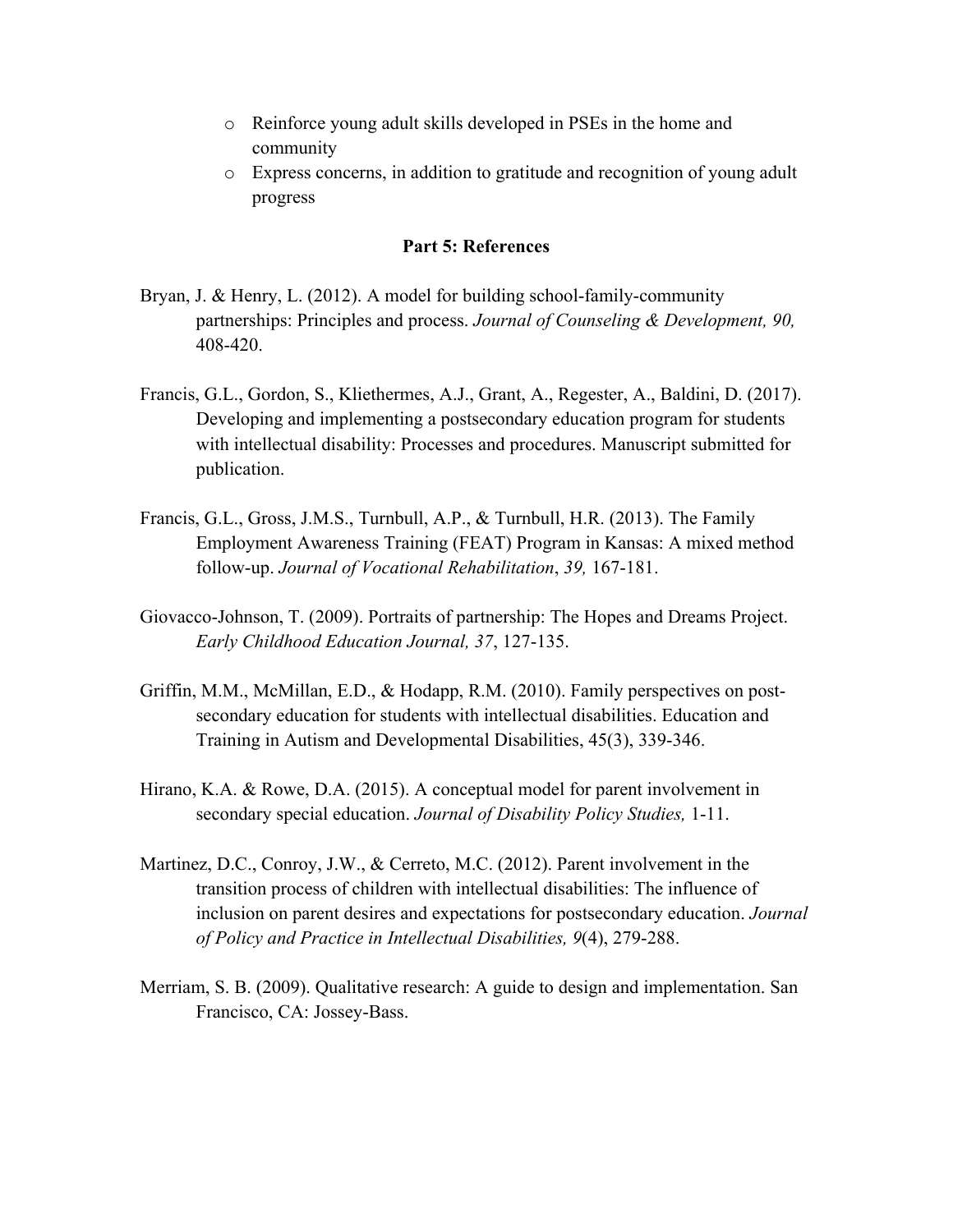- Reinforce young adult skills developed in PSEs in the home and community
- Express concerns, in addition to gratitude and recognition of young adult progress

**Part 5: References**

Bryan, J. & Henry, L. (2012). A model for building school-family-community partnerships: Principles and process. *Journal of Counseling & Development, 90,* 408-420.

Francis, G.L., Gordon, S., Kliethermes, A.J., Grant, A., Regester, A., Baldini, D. (2017). Developing and implementing a postsecondary education program for students with intellectual disability: Processes and procedures. Manuscript submitted for publication.

Francis, G.L., Gross, J.M.S., Turnbull, A.P., & Turnbull, H.R. (2013). The Family Employment Awareness Training (FEAT) Program in Kansas: A mixed method follow-up. *Journal of Vocational Rehabilitation*, *39,* 167-181.

Giovacco-Johnson, T. (2009). Portraits of partnership: The Hopes and Dreams Project. *Early Childhood Education Journal, 37*, 127-135.

Griffin, M.M., McMillan, E.D., & Hodapp, R.M. (2010). Family perspectives on post-secondary education for students with intellectual disabilities. Education and Training in Autism and Developmental Disabilities, 45(3), 339-346.

Hirano, K.A. & Rowe, D.A. (2015). A conceptual model for parent involvement in secondary special education. *Journal of Disability Policy Studies,* 1-11.

Martinez, D.C., Conroy, J.W., & Cerreto, M.C. (2012). Parent involvement in the transition process of children with intellectual disabilities: The influence of inclusion on parent desires and expectations for postsecondary education. *Journal of Policy and Practice in Intellectual Disabilities, 9*(4), 279-288.

Merriam, S. B. (2009). Qualitative research: A guide to design and implementation. San Francisco, CA: Jossey-Bass.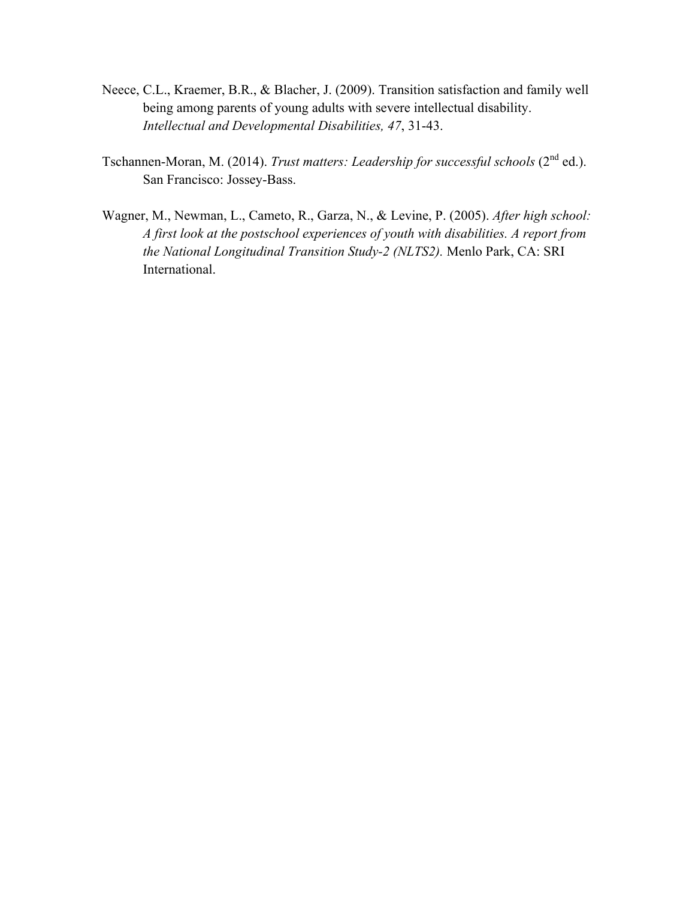Neece, C.L., Kraemer, B.R., & Blacher, J. (2009). Transition satisfaction and family well being among parents of young adults with severe intellectual disability. *Intellectual and Developmental Disabilities, 47*, 31-43.

Tschannen-Moran, M. (2014). *Trust matters: Leadership for successful schools* (2nd ed.). San Francisco: Jossey-Bass.

Wagner, M., Newman, L., Cameto, R., Garza, N., & Levine, P. (2005). *After high school: A first look at the postschool experiences of youth with disabilities. A report from the National Longitudinal Transition Study-2 (NLTS2).* Menlo Park, CA: SRI International.